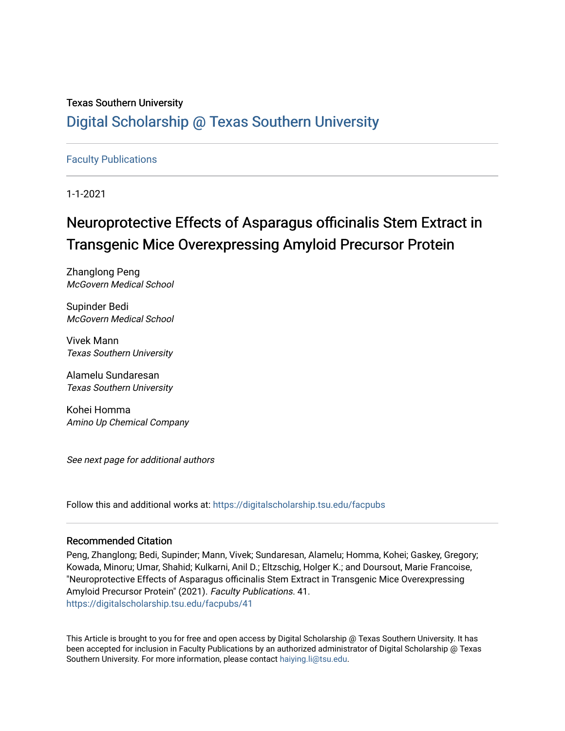Texas Southern University

Digital Scholarship @ Texas Southern University

Faculty Publications

1-1-2021

# Neuroprotective Effects of Asparagus officinalis Stem Extract in Transgenic Mice Overexpressing Amyloid Precursor Protein

Zhanglong Peng
*McGovern Medical School*

Supinder Bedi
*McGovern Medical School*

Vivek Mann
*Texas Southern University*

Alamelu Sundaresan
*Texas Southern University*

Kohei Homma
*Amino Up Chemical Company*

*See next page for additional authors*

Follow this and additional works at: https://digitalscholarship.tsu.edu/facpubs

## Recommended Citation

Peng, Zhanglong; Bedi, Supinder; Mann, Vivek; Sundaresan, Alamelu; Homma, Kohei; Gaskey, Gregory; Kowada, Minoru; Umar, Shahid; Kulkarni, Anil D.; Eltzschig, Holger K.; and Doursout, Marie Francoise, "Neuroprotective Effects of Asparagus officinalis Stem Extract in Transgenic Mice Overexpressing Amyloid Precursor Protein" (2021). *Faculty Publications*. 41.
https://digitalscholarship.tsu.edu/facpubs/41

This Article is brought to you for free and open access by Digital Scholarship @ Texas Southern University. It has been accepted for inclusion in Faculty Publications by an authorized administrator of Digital Scholarship @ Texas Southern University. For more information, please contact haiying.li@tsu.edu.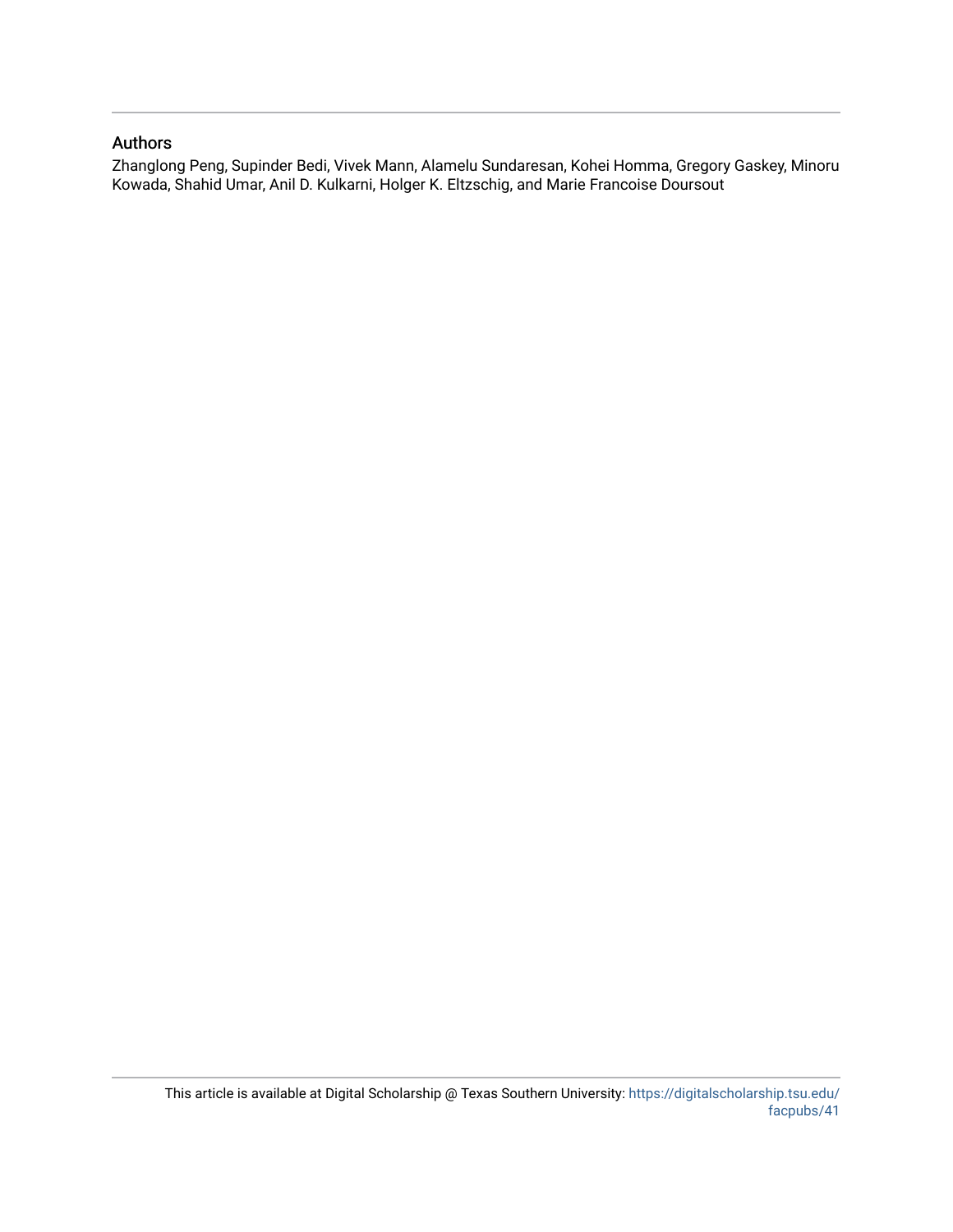## Authors

Zhanglong Peng, Supinder Bedi, Vivek Mann, Alamelu Sundaresan, Kohei Homma, Gregory Gaskey, Minoru Kowada, Shahid Umar, Anil D. Kulkarni, Holger K. Eltzschig, and Marie Francoise Doursout

This article is available at Digital Scholarship @ Texas Southern University: https://digitalscholarship.tsu.edu/facpubs/41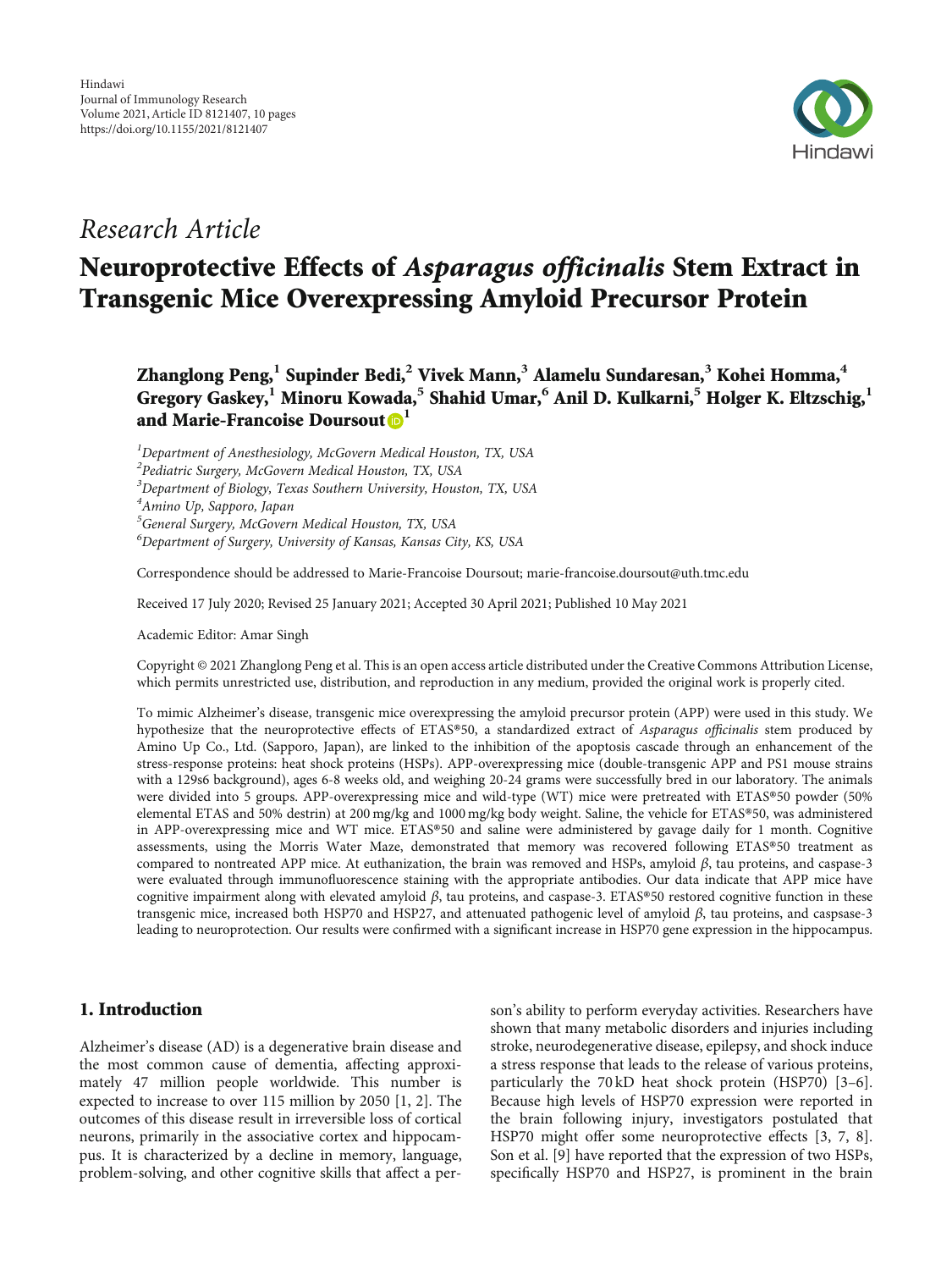Research Article

# Neuroprotective Effects of *Asparagus officinalis* Stem Extract in Transgenic Mice Overexpressing Amyloid Precursor Protein

**Zhanglong Peng,[1] Supinder Bedi,[2] Vivek Mann,[3] Alamelu Sundaresan,[3] Kohei Homma,[4] Gregory Gaskey,[1] Minoru Kowada,[5] Shahid Umar,[6] Anil D. Kulkarni,[5] Holger K. Eltzschig,[1] and Marie-Francoise Doursout[1]**

[1]Department of Anesthesiology, McGovern Medical Houston, TX, USA
[2]Pediatric Surgery, McGovern Medical Houston, TX, USA
[3]Department of Biology, Texas Southern University, Houston, TX, USA
[4]Amino Up, Sapporo, Japan
[5]General Surgery, McGovern Medical Houston, TX, USA
[6]Department of Surgery, University of Kansas, Kansas City, KS, USA

Correspondence should be addressed to Marie-Francoise Doursout; marie-francoise.doursout@uth.tmc.edu

Received 17 July 2020; Revised 25 January 2021; Accepted 30 April 2021; Published 10 May 2021

Academic Editor: Amar Singh

Copyright © 2021 Zhanglong Peng et al. This is an open access article distributed under the Creative Commons Attribution License, which permits unrestricted use, distribution, and reproduction in any medium, provided the original work is properly cited.

To mimic Alzheimer's disease, transgenic mice overexpressing the amyloid precursor protein (APP) were used in this study. We hypothesize that the neuroprotective effects of ETAS®50, a standardized extract of *Asparagus officinalis* stem produced by Amino Up Co., Ltd. (Sapporo, Japan), are linked to the inhibition of the apoptosis cascade through an enhancement of the stress-response proteins: heat shock proteins (HSPs). APP-overexpressing mice (double-transgenic APP and PS1 mouse strains with a 129s6 background), ages 6-8 weeks old, and weighing 20-24 grams were successfully bred in our laboratory. The animals were divided into 5 groups. APP-overexpressing mice and wild-type (WT) mice were pretreated with ETAS®50 powder (50% elemental ETAS and 50% destrin) at 200 mg/kg and 1000 mg/kg body weight. Saline, the vehicle for ETAS®50, was administered in APP-overexpressing mice and WT mice. ETAS®50 and saline were administered by gavage daily for 1 month. Cognitive assessments, using the Morris Water Maze, demonstrated that memory was recovered following ETAS®50 treatment as compared to nontreated APP mice. At euthanization, the brain was removed and HSPs, amyloid $\beta$, tau proteins, and caspase-3 were evaluated through immunofluorescence staining with the appropriate antibodies. Our data indicate that APP mice have cognitive impairment along with elevated amyloid $\beta$, tau proteins, and caspase-3. ETAS®50 restored cognitive function in these transgenic mice, increased both HSP70 and HSP27, and attenuated pathogenic level of amyloid $\beta$, tau proteins, and caspsase-3 leading to neuroprotection. Our results were confirmed with a significant increase in HSP70 gene expression in the hippocampus.

## 1. Introduction

Alzheimer's disease (AD) is a degenerative brain disease and the most common cause of dementia, affecting approximately 47 million people worldwide. This number is expected to increase to over 115 million by 2050 [1, 2]. The outcomes of this disease result in irreversible loss of cortical neurons, primarily in the associative cortex and hippocampus. It is characterized by a decline in memory, language, problem-solving, and other cognitive skills that affect a person's ability to perform everyday activities. Researchers have shown that many metabolic disorders and injuries including stroke, neurodegenerative disease, epilepsy, and shock induce a stress response that leads to the release of various proteins, particularly the 70 kD heat shock protein (HSP70) [3–6]. Because high levels of HSP70 expression were reported in the brain following injury, investigators postulated that HSP70 might offer some neuroprotective effects [3, 7, 8]. Son et al. [9] have reported that the expression of two HSPs, specifically HSP70 and HSP27, is prominent in the brain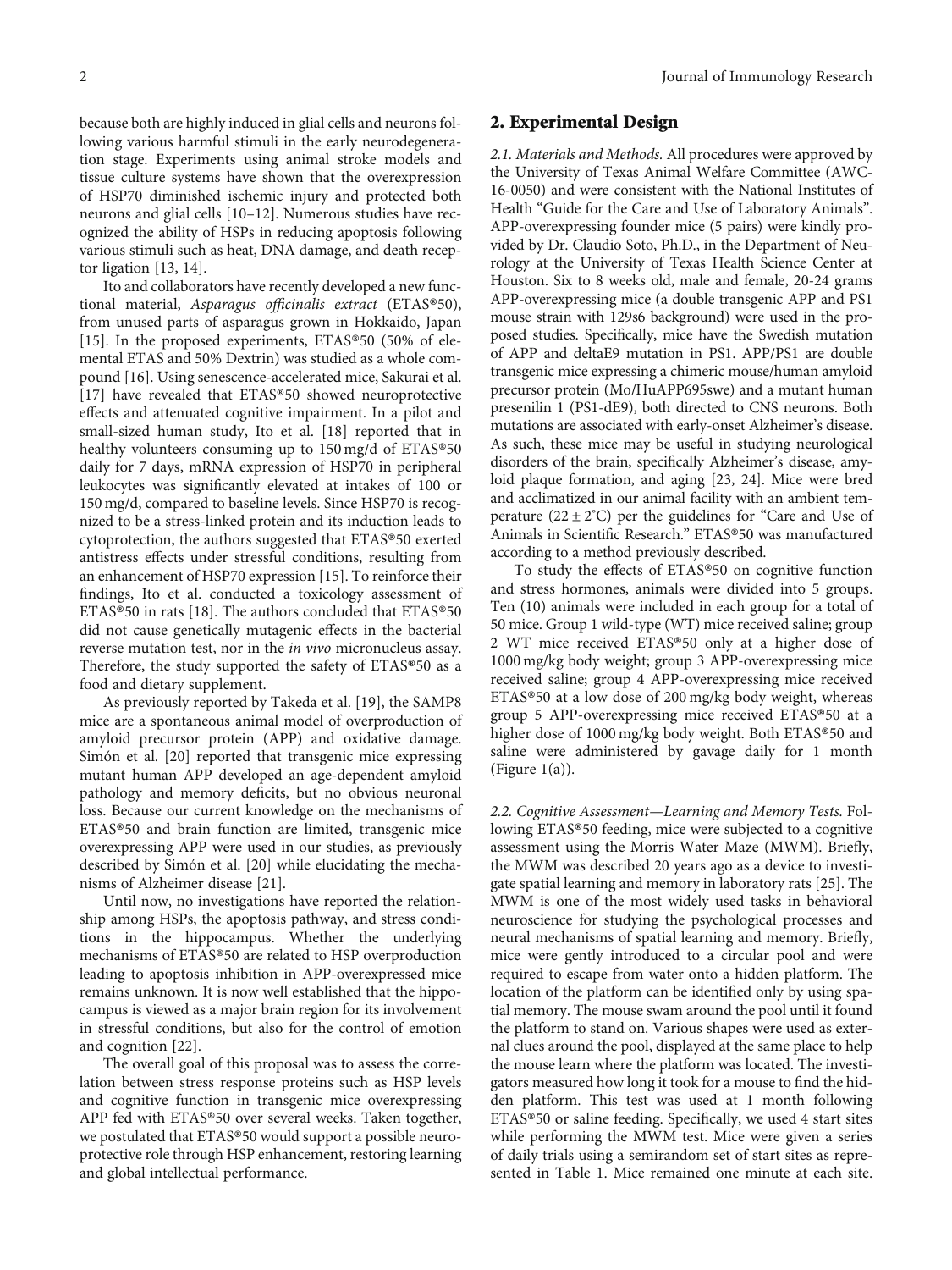because both are highly induced in glial cells and neurons following various harmful stimuli in the early neurodegeneration stage. Experiments using animal stroke models and tissue culture systems have shown that the overexpression of HSP70 diminished ischemic injury and protected both neurons and glial cells [10–12]. Numerous studies have recognized the ability of HSPs in reducing apoptosis following various stimuli such as heat, DNA damage, and death receptor ligation [13, 14].

Ito and collaborators have recently developed a new functional material, *Asparagus officinalis extract* (ETAS®50), from unused parts of asparagus grown in Hokkaido, Japan [15]. In the proposed experiments, ETAS®50 (50% of elemental ETAS and 50% Dextrin) was studied as a whole compound [16]. Using senescence-accelerated mice, Sakurai et al. [17] have revealed that ETAS®50 showed neuroprotective effects and attenuated cognitive impairment. In a pilot and small-sized human study, Ito et al. [18] reported that in healthy volunteers consuming up to 150 mg/d of ETAS®50 daily for 7 days, mRNA expression of HSP70 in peripheral leukocytes was significantly elevated at intakes of 100 or 150 mg/d, compared to baseline levels. Since HSP70 is recognized to be a stress-linked protein and its induction leads to cytoprotection, the authors suggested that ETAS®50 exerted antistress effects under stressful conditions, resulting from an enhancement of HSP70 expression [15]. To reinforce their findings, Ito et al. conducted a toxicology assessment of ETAS®50 in rats [18]. The authors concluded that ETAS®50 did not cause genetically mutagenic effects in the bacterial reverse mutation test, nor in the *in vivo* micronucleus assay. Therefore, the study supported the safety of ETAS®50 as a food and dietary supplement.

As previously reported by Takeda et al. [19], the SAMP8 mice are a spontaneous animal model of overproduction of amyloid precursor protein (APP) and oxidative damage. Simón et al. [20] reported that transgenic mice expressing mutant human APP developed an age-dependent amyloid pathology and memory deficits, but no obvious neuronal loss. Because our current knowledge on the mechanisms of ETAS®50 and brain function are limited, transgenic mice overexpressing APP were used in our studies, as previously described by Simón et al. [20] while elucidating the mechanisms of Alzheimer disease [21].

Until now, no investigations have reported the relationship among HSPs, the apoptosis pathway, and stress conditions in the hippocampus. Whether the underlying mechanisms of ETAS®50 are related to HSP overproduction leading to apoptosis inhibition in APP-overexpressed mice remains unknown. It is now well established that the hippocampus is viewed as a major brain region for its involvement in stressful conditions, but also for the control of emotion and cognition [22].

The overall goal of this proposal was to assess the correlation between stress response proteins such as HSP levels and cognitive function in transgenic mice overexpressing APP fed with ETAS®50 over several weeks. Taken together, we postulated that ETAS®50 would support a possible neuroprotective role through HSP enhancement, restoring learning and global intellectual performance.

## 2. Experimental Design

*2.1. Materials and Methods.* All procedures were approved by the University of Texas Animal Welfare Committee (AWC-16-0050) and were consistent with the National Institutes of Health "Guide for the Care and Use of Laboratory Animals". APP-overexpressing founder mice (5 pairs) were kindly provided by Dr. Claudio Soto, Ph.D., in the Department of Neurology at the University of Texas Health Science Center at Houston. Six to 8 weeks old, male and female, 20-24 grams APP-overexpressing mice (a double transgenic APP and PS1 mouse strain with 129s6 background) were used in the proposed studies. Specifically, mice have the Swedish mutation of APP and deltaE9 mutation in PS1. APP/PS1 are double transgenic mice expressing a chimeric mouse/human amyloid precursor protein (Mo/HuAPP695swe) and a mutant human presenilin 1 (PS1-dE9), both directed to CNS neurons. Both mutations are associated with early-onset Alzheimer's disease. As such, these mice may be useful in studying neurological disorders of the brain, specifically Alzheimer's disease, amyloid plaque formation, and aging [23, 24]. Mice were bred and acclimatized in our animal facility with an ambient temperature ($22 \pm 2^{\circ}$C) per the guidelines for "Care and Use of Animals in Scientific Research." ETAS®50 was manufactured according to a method previously described.

To study the effects of ETAS®50 on cognitive function and stress hormones, animals were divided into 5 groups. Ten (10) animals were included in each group for a total of 50 mice. Group 1 wild-type (WT) mice received saline; group 2 WT mice received ETAS®50 only at a higher dose of 1000 mg/kg body weight; group 3 APP-overexpressing mice received saline; group 4 APP-overexpressing mice received ETAS®50 at a low dose of 200 mg/kg body weight, whereas group 5 APP-overexpressing mice received ETAS®50 at a higher dose of 1000 mg/kg body weight. Both ETAS®50 and saline were administered by gavage daily for 1 month (Figure 1(a)).

*2.2. Cognitive Assessment—Learning and Memory Tests.* Following ETAS®50 feeding, mice were subjected to a cognitive assessment using the Morris Water Maze (MWM). Briefly, the MWM was described 20 years ago as a device to investigate spatial learning and memory in laboratory rats [25]. The MWM is one of the most widely used tasks in behavioral neuroscience for studying the psychological processes and neural mechanisms of spatial learning and memory. Briefly, mice were gently introduced to a circular pool and were required to escape from water onto a hidden platform. The location of the platform can be identified only by using spatial memory. The mouse swam around the pool until it found the platform to stand on. Various shapes were used as external clues around the pool, displayed at the same place to help the mouse learn where the platform was located. The investigators measured how long it took for a mouse to find the hidden platform. This test was used at 1 month following ETAS®50 or saline feeding. Specifically, we used 4 start sites while performing the MWM test. Mice were given a series of daily trials using a semirandom set of start sites as represented in Table 1. Mice remained one minute at each site.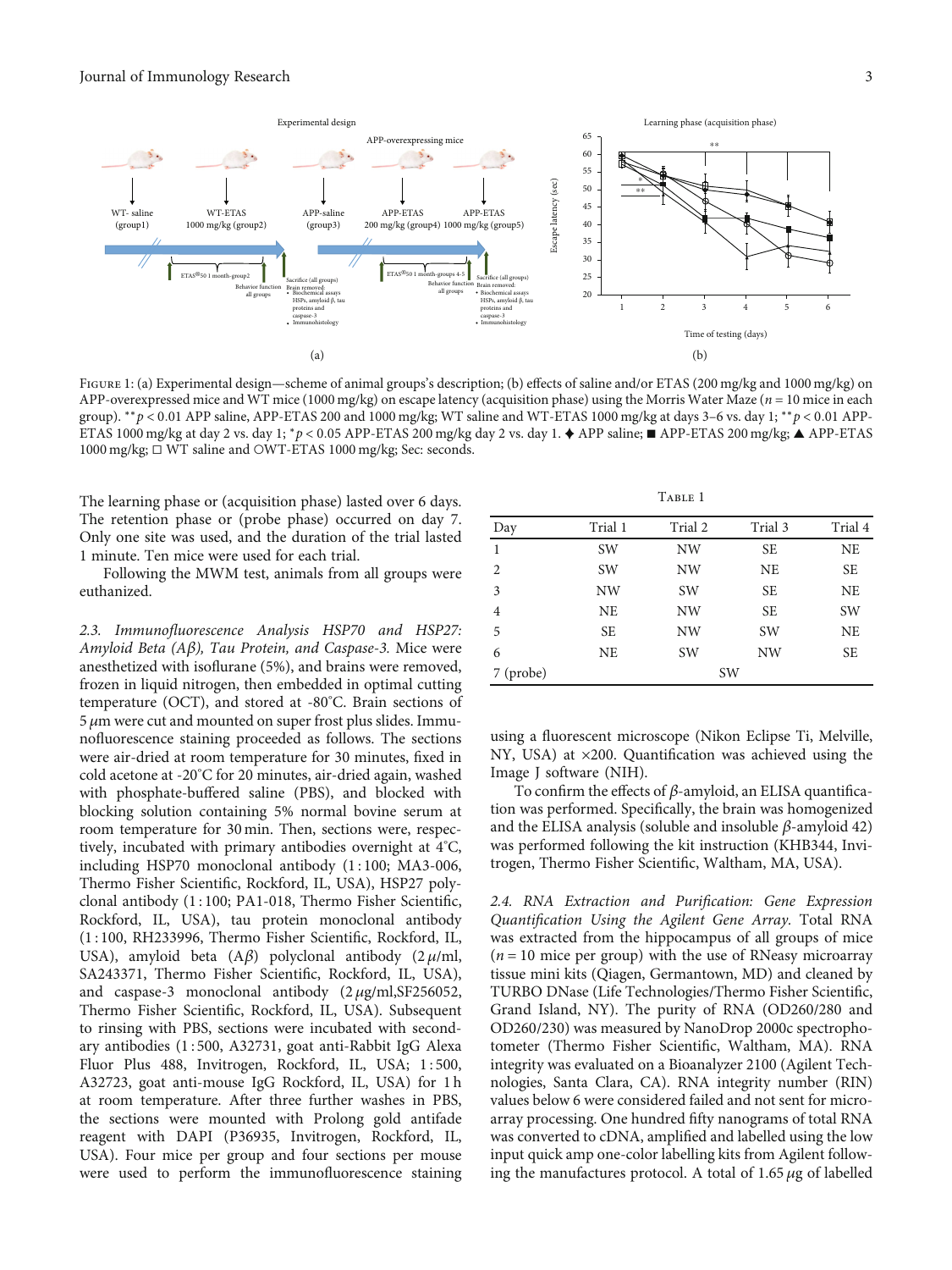Figure 1: (a) Experimental design—scheme of animal groups's description; (b) effects of saline and/or ETAS (200 mg/kg and 1000 mg/kg) on APP-overexpressed mice and WT mice (1000 mg/kg) on escape latency (acquisition phase) using the Morris Water Maze ($n = 10$ mice in each group). $^{**}p < 0.01$ APP saline, APP-ETAS 200 and 1000 mg/kg; WT saline and WT-ETAS 1000 mg/kg at days 3–6 vs. day 1; $^{**}p < 0.01$ APP-ETAS 1000 mg/kg at day 2 vs. day 1; $^{*}p < 0.05$ APP-ETAS 200 mg/kg day 2 vs. day 1. ♦ APP saline; ■ APP-ETAS 200 mg/kg; ▲ APP-ETAS 1000 mg/kg; □ WT saline and ○WT-ETAS 1000 mg/kg; Sec: seconds.

The learning phase or (acquisition phase) lasted over 6 days. The retention phase or (probe phase) occurred on day 7. Only one site was used, and the duration of the trial lasted 1 minute. Ten mice were used for each trial.

Following the MWM test, animals from all groups were euthanized.

*2.3. Immunofluorescence Analysis HSP70 and HSP27: Amyloid Beta (Aβ), Tau Protein, and Caspase-3.* Mice were anesthetized with isoflurane (5%), and brains were removed, frozen in liquid nitrogen, then embedded in optimal cutting temperature (OCT), and stored at -80°C. Brain sections of 5 μm were cut and mounted on super frost plus slides. Immunofluorescence staining proceeded as follows. The sections were air-dried at room temperature for 30 minutes, fixed in cold acetone at -20°C for 20 minutes, air-dried again, washed with phosphate-buffered saline (PBS), and blocked with blocking solution containing 5% normal bovine serum at room temperature for 30 min. Then, sections were, respectively, incubated with primary antibodies overnight at 4°C, including HSP70 monoclonal antibody (1 : 100; MA3-006, Thermo Fisher Scientific, Rockford, IL, USA), HSP27 polyclonal antibody (1 : 100; PA1-018, Thermo Fisher Scientific, Rockford, IL, USA), tau protein monoclonal antibody (1 : 100, RH233996, Thermo Fisher Scientific, Rockford, IL, USA), amyloid beta (Aβ) polyclonal antibody (2 μ/ml, SA243371, Thermo Fisher Scientific, Rockford, IL, USA), and caspase-3 monoclonal antibody (2 μg/ml,SF256052, Thermo Fisher Scientific, Rockford, IL, USA). Subsequent to rinsing with PBS, sections were incubated with secondary antibodies (1 : 500, A32731, goat anti-Rabbit IgG Alexa Fluor Plus 488, Invitrogen, Rockford, IL, USA; 1 : 500, A32723, goat anti-mouse IgG Rockford, IL, USA) for 1 h at room temperature. After three further washes in PBS, the sections were mounted with Prolong gold antifade reagent with DAPI (P36935, Invitrogen, Rockford, IL, USA). Four mice per group and four sections per mouse were used to perform the immunofluorescence staining using a fluorescent microscope (Nikon Eclipse Ti, Melville, NY, USA) at ×200. Quantification was achieved using the Image J software (NIH).

Table 1

| Day | Trial 1 | Trial 2 | Trial 3 | Trial 4 |
|---|---|---|---|---|
| 1 | SW | NW | SE | NE |
| 2 | SW | NW | NE | SE |
| 3 | NW | SW | SE | NE |
| 4 | NE | NW | SE | SW |
| 5 | SE | NW | SW | NE |
| 6 | NE | SW | NW | SE |
| 7 (probe) | SW | | | |

To confirm the effects of β-amyloid, an ELISA quantification was performed. Specifically, the brain was homogenized and the ELISA analysis (soluble and insoluble β-amyloid 42) was performed following the kit instruction (KHB344, Invitrogen, Thermo Fisher Scientific, Waltham, MA, USA).

*2.4. RNA Extraction and Purification: Gene Expression Quantification Using the Agilent Gene Array.* Total RNA was extracted from the hippocampus of all groups of mice ($n = 10$ mice per group) with the use of RNeasy microarray tissue mini kits (Qiagen, Germantown, MD) and cleaned by TURBO DNase (Life Technologies/Thermo Fisher Scientific, Grand Island, NY). The purity of RNA (OD260/280 and OD260/230) was measured by NanoDrop 2000c spectrophotometer (Thermo Fisher Scientific, Waltham, MA). RNA integrity was evaluated on a Bioanalyzer 2100 (Agilent Technologies, Santa Clara, CA). RNA integrity number (RIN) values below 6 were considered failed and not sent for microarray processing. One hundred fifty nanograms of total RNA was converted to cDNA, amplified and labelled using the low input quick amp one-color labelling kits from Agilent following the manufactures protocol. A total of 1.65 μg of labelled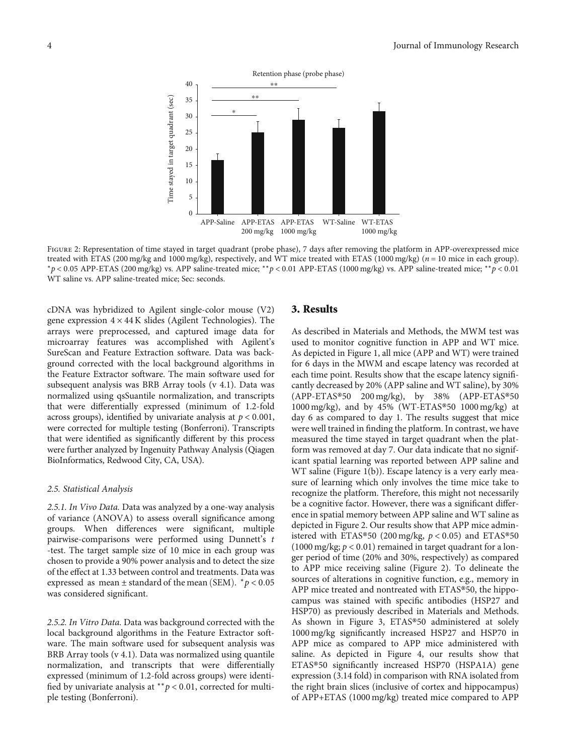Figure 2: Representation of time stayed in target quadrant (probe phase), 7 days after removing the platform in APP-overexpressed mice treated with ETAS (200 mg/kg and 1000 mg/kg), respectively, and WT mice treated with ETAS (1000 mg/kg) ($n = 10$ mice in each group). $^{*}p < 0.05$ APP-ETAS (200 mg/kg) vs. APP saline-treated mice; $^{**}p < 0.01$ APP-ETAS (1000 mg/kg) vs. APP saline-treated mice; $^{**}p < 0.01$ WT saline vs. APP saline-treated mice; Sec: seconds.

cDNA was hybridized to Agilent single-color mouse (V2) gene expression $4 \times 44$ K slides (Agilent Technologies). The arrays were preprocessed, and captured image data for microarray features was accomplished with Agilent's SureScan and Feature Extraction software. Data was background corrected with the local background algorithms in the Feature Extractor software. The main software used for subsequent analysis was BRB Array tools (v 4.1). Data was normalized using qsSuantile normalization, and transcripts that were differentially expressed (minimum of 1.2-fold across groups), identified by univariate analysis at $p < 0.001$, were corrected for multiple testing (Bonferroni). Transcripts that were identified as significantly different by this process were further analyzed by Ingenuity Pathway Analysis (Qiagen BioInformatics, Redwood City, CA, USA).

#### 2.5. Statistical Analysis

*2.5.1. In Vivo Data.* Data was analyzed by a one-way analysis of variance (ANOVA) to assess overall significance among groups. When differences were significant, multiple pairwise-comparisons were performed using Dunnett's *t*-test. The target sample size of 10 mice in each group was chosen to provide a 90% power analysis and to detect the size of the effect at 1.33 between control and treatments. Data was expressed as mean ± standard of the mean (SEM). $^{*}p < 0.05$ was considered significant.

*2.5.2. In Vitro Data.* Data was background corrected with the local background algorithms in the Feature Extractor software. The main software used for subsequent analysis was BRB Array tools (v 4.1). Data was normalized using quantile normalization, and transcripts that were differentially expressed (minimum of 1.2-fold across groups) were identified by univariate analysis at $^{**}p < 0.01$, corrected for multiple testing (Bonferroni).

## 3. Results

As described in Materials and Methods, the MWM test was used to monitor cognitive function in APP and WT mice. As depicted in Figure 1, all mice (APP and WT) were trained for 6 days in the MWM and escape latency was recorded at each time point. Results show that the escape latency significantly decreased by 20% (APP saline and WT saline), by 30% (APP-ETAS®50 200 mg/kg), by 38% (APP-ETAS®50 1000 mg/kg), and by 45% (WT-ETAS®50 1000 mg/kg) at day 6 as compared to day 1. The results suggest that mice were well trained in finding the platform. In contrast, we have measured the time stayed in target quadrant when the platform was removed at day 7. Our data indicate that no significant spatial learning was reported between APP saline and WT saline (Figure 1(b)). Escape latency is a very early measure of learning which only involves the time mice take to recognize the platform. Therefore, this might not necessarily be a cognitive factor. However, there was a significant difference in spatial memory between APP saline and WT saline as depicted in Figure 2. Our results show that APP mice administered with ETAS®50 (200 mg/kg, $p < 0.05$) and ETAS®50 (1000 mg/kg; $p < 0.01$) remained in target quadrant for a longer period of time (20% and 30%, respectively) as compared to APP mice receiving saline (Figure 2). To delineate the sources of alterations in cognitive function, e.g., memory in APP mice treated and nontreated with ETAS®50, the hippocampus was stained with specific antibodies (HSP27 and HSP70) as previously described in Materials and Methods. As shown in Figure 3, ETAS®50 administered at solely 1000 mg/kg significantly increased HSP27 and HSP70 in APP mice as compared to APP mice administered with saline. As depicted in Figure 4, our results show that ETAS®50 significantly increased HSP70 (HSPA1A) gene expression (3.14 fold) in comparison with RNA isolated from the right brain slices (inclusive of cortex and hippocampus) of APP+ETAS (1000 mg/kg) treated mice compared to APP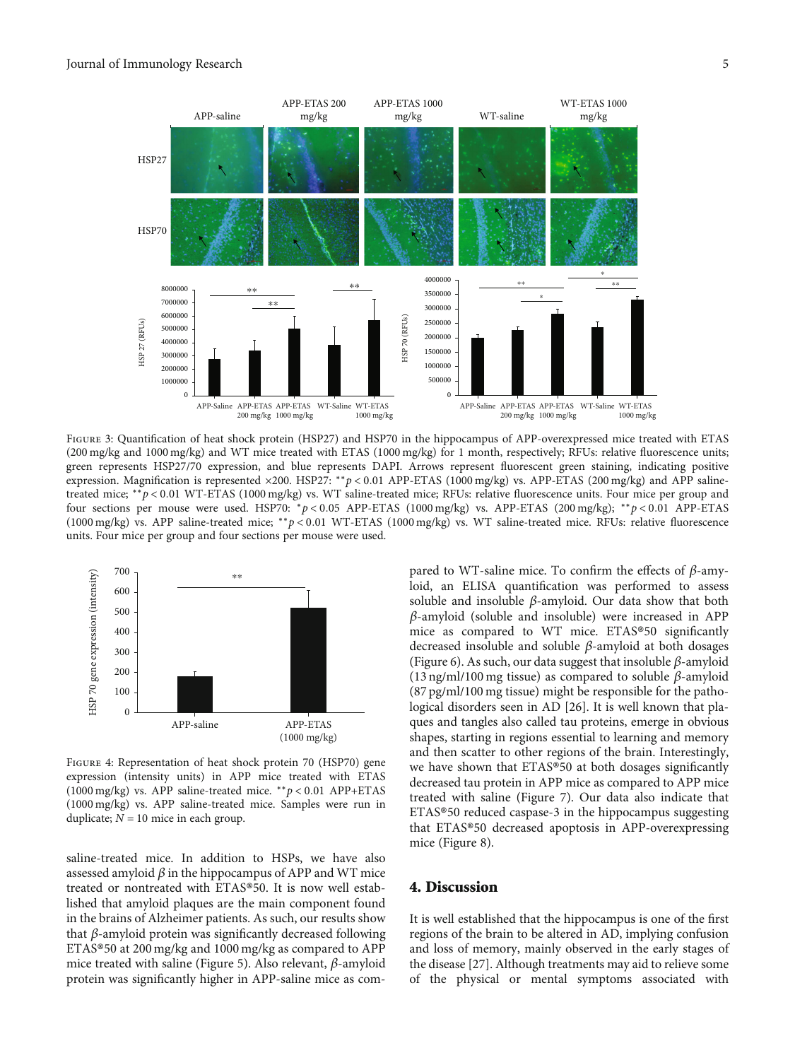Figure 3: Quantification of heat shock protein (HSP27) and HSP70 in the hippocampus of APP-overexpressed mice treated with ETAS (200 mg/kg and 1000 mg/kg) and WT mice treated with ETAS (1000 mg/kg) for 1 month, respectively; RFUs: relative fluorescence units; green represents HSP27/70 expression, and blue represents DAPI. Arrows represent fluorescent green staining, indicating positive expression. Magnification is represented ×200. HSP27: $^{**}p < 0.01$ APP-ETAS (1000 mg/kg) vs. APP-ETAS (200 mg/kg) and APP saline-treated mice; $^{**}p < 0.01$ WT-ETAS (1000 mg/kg) vs. WT saline-treated mice; RFUs: relative fluorescence units. Four mice per group and four sections per mouse were used. HSP70: $^{*}p < 0.05$ APP-ETAS (1000 mg/kg) vs. APP-ETAS (200 mg/kg); $^{**}p < 0.01$ APP-ETAS (1000 mg/kg) vs. APP saline-treated mice; $^{**}p < 0.01$ WT-ETAS (1000 mg/kg) vs. WT saline-treated mice. RFUs: relative fluorescence units. Four mice per group and four sections per mouse were used.

Figure 4: Representation of heat shock protein 70 (HSP70) gene expression (intensity units) in APP mice treated with ETAS (1000 mg/kg) vs. APP saline-treated mice. $^{**}p < 0.01$ APP+ETAS (1000 mg/kg) vs. APP saline-treated mice. Samples were run in duplicate; $N = 10$ mice in each group.

saline-treated mice. In addition to HSPs, we have also assessed amyloid $\beta$ in the hippocampus of APP and WT mice treated or nontreated with ETAS®50. It is now well established that amyloid plaques are the main component found in the brains of Alzheimer patients. As such, our results show that $\beta$-amyloid protein was significantly decreased following ETAS®50 at 200 mg/kg and 1000 mg/kg as compared to APP mice treated with saline (Figure 5). Also relevant, $\beta$-amyloid protein was significantly higher in APP-saline mice as compared to WT-saline mice. To confirm the effects of $\beta$-amyloid, an ELISA quantification was performed to assess soluble and insoluble $\beta$-amyloid. Our data show that both $\beta$-amyloid (soluble and insoluble) were increased in APP mice as compared to WT mice. ETAS®50 significantly decreased insoluble and soluble $\beta$-amyloid at both dosages (Figure 6). As such, our data suggest that insoluble $\beta$-amyloid (13 ng/ml/100 mg tissue) as compared to soluble $\beta$-amyloid (87 pg/ml/100 mg tissue) might be responsible for the pathological disorders seen in AD [26]. It is well known that plaques and tangles also called tau proteins, emerge in obvious shapes, starting in regions essential to learning and memory and then scatter to other regions of the brain. Interestingly, we have shown that ETAS®50 at both dosages significantly decreased tau protein in APP mice as compared to APP mice treated with saline (Figure 7). Our data also indicate that ETAS®50 reduced caspase-3 in the hippocampus suggesting that ETAS®50 decreased apoptosis in APP-overexpressing mice (Figure 8).

## 4. Discussion

It is well established that the hippocampus is one of the first regions of the brain to be altered in AD, implying confusion and loss of memory, mainly observed in the early stages of the disease [27]. Although treatments may aid to relieve some of the physical or mental symptoms associated with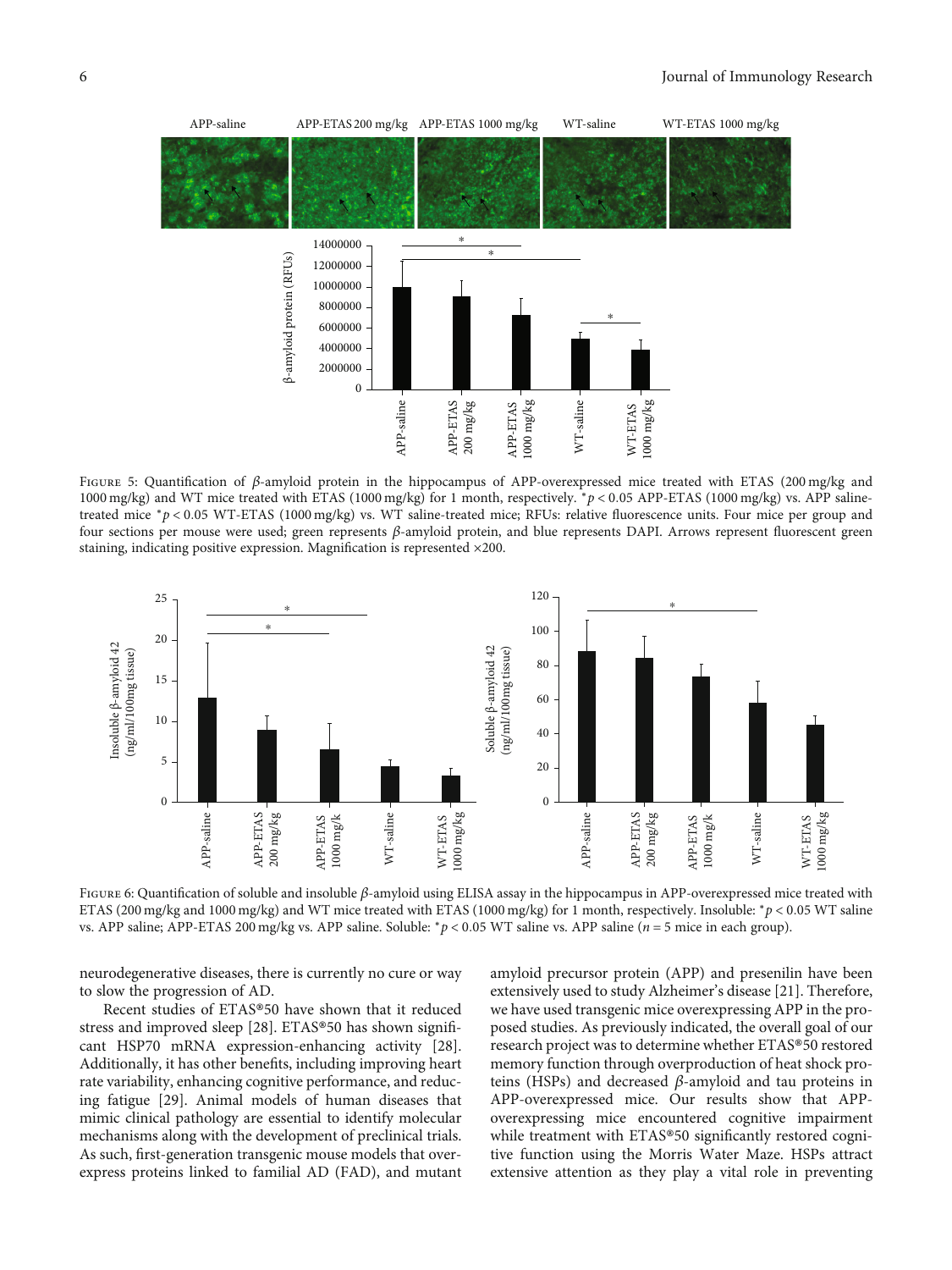Figure 5: Quantification of $\beta$-amyloid protein in the hippocampus of APP-overexpressed mice treated with ETAS (200 mg/kg and 1000 mg/kg) and WT mice treated with ETAS (1000 mg/kg) for 1 month, respectively. $^{*}p < 0.05$ APP-ETAS (1000 mg/kg) vs. APP saline-treated mice $^{*}p < 0.05$ WT-ETAS (1000 mg/kg) vs. WT saline-treated mice; RFUs: relative fluorescence units. Four mice per group and four sections per mouse were used; green represents $\beta$-amyloid protein, and blue represents DAPI. Arrows represent fluorescent green staining, indicating positive expression. Magnification is represented ×200.

Figure 6: Quantification of soluble and insoluble $\beta$-amyloid using ELISA assay in the hippocampus in APP-overexpressed mice treated with ETAS (200 mg/kg and 1000 mg/kg) and WT mice treated with ETAS (1000 mg/kg) for 1 month, respectively. Insoluble: $^{*}p < 0.05$ WT saline vs. APP saline; APP-ETAS 200 mg/kg vs. APP saline. Soluble: $^{*}p < 0.05$ WT saline vs. APP saline ($n = 5$ mice in each group).

neurodegenerative diseases, there is currently no cure or way to slow the progression of AD.

Recent studies of ETAS®50 have shown that it reduced stress and improved sleep [28]. ETAS®50 has shown significant HSP70 mRNA expression-enhancing activity [28]. Additionally, it has other benefits, including improving heart rate variability, enhancing cognitive performance, and reducing fatigue [29]. Animal models of human diseases that mimic clinical pathology are essential to identify molecular mechanisms along with the development of preclinical trials. As such, first-generation transgenic mouse models that overexpress proteins linked to familial AD (FAD), and mutant amyloid precursor protein (APP) and presenilin have been extensively used to study Alzheimer's disease [21]. Therefore, we have used transgenic mice overexpressing APP in the proposed studies. As previously indicated, the overall goal of our research project was to determine whether ETAS®50 restored memory function through overproduction of heat shock proteins (HSPs) and decreased $\beta$-amyloid and tau proteins in APP-overexpressed mice. Our results show that APP-overexpressing mice encountered cognitive impairment while treatment with ETAS®50 significantly restored cognitive function using the Morris Water Maze. HSPs attract extensive attention as they play a vital role in preventing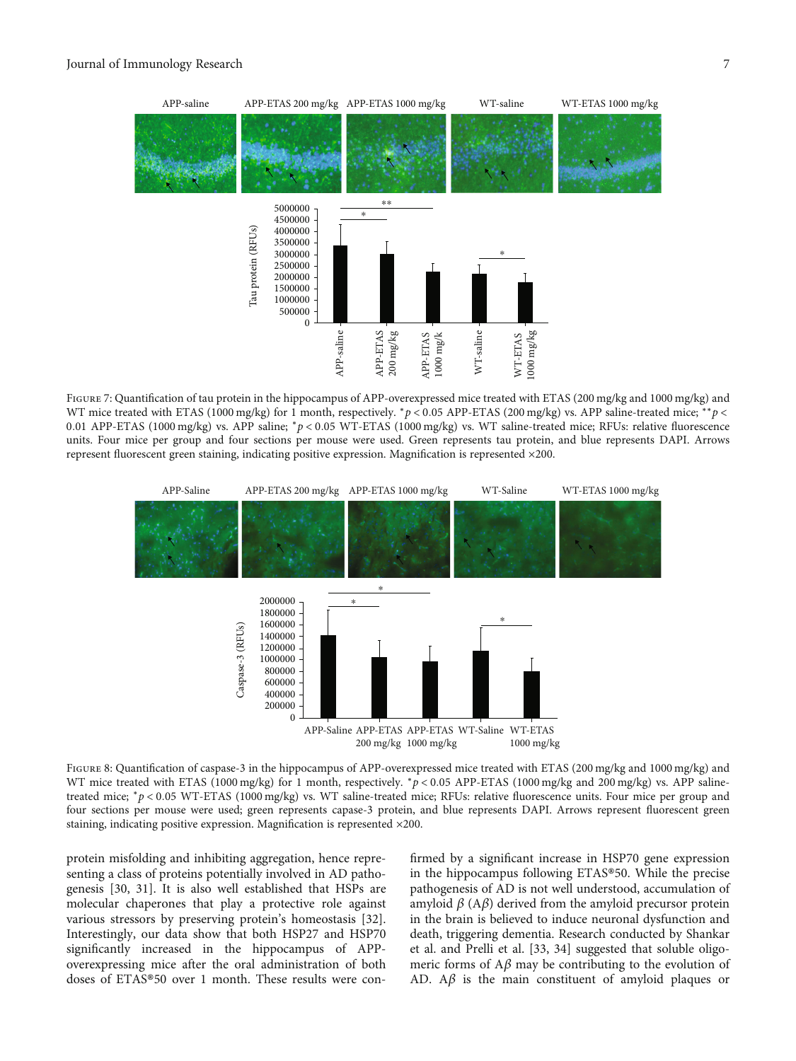Figure 7: Quantification of tau protein in the hippocampus of APP-overexpressed mice treated with ETAS (200 mg/kg and 1000 mg/kg) and WT mice treated with ETAS (1000 mg/kg) for 1 month, respectively. $^*p < 0.05$ APP-ETAS (200 mg/kg) vs. APP saline-treated mice; $^{**}p < 0.01$ APP-ETAS (1000 mg/kg) vs. APP saline; $^*p < 0.05$ WT-ETAS (1000 mg/kg) vs. WT saline-treated mice; RFUs: relative fluorescence units. Four mice per group and four sections per mouse were used. Green represents tau protein, and blue represents DAPI. Arrows represent fluorescent green staining, indicating positive expression. Magnification is represented ×200.

Figure 8: Quantification of caspase-3 in the hippocampus of APP-overexpressed mice treated with ETAS (200 mg/kg and 1000 mg/kg) and WT mice treated with ETAS (1000 mg/kg) for 1 month, respectively. $^*p < 0.05$ APP-ETAS (1000 mg/kg and 200 mg/kg) vs. APP saline-treated mice; $^*p < 0.05$ WT-ETAS (1000 mg/kg) vs. WT saline-treated mice; RFUs: relative fluorescence units. Four mice per group and four sections per mouse were used; green represents capase-3 protein, and blue represents DAPI. Arrows represent fluorescent green staining, indicating positive expression. Magnification is represented ×200.

protein misfolding and inhibiting aggregation, hence representing a class of proteins potentially involved in AD pathogenesis [30, 31]. It is also well established that HSPs are molecular chaperones that play a protective role against various stressors by preserving protein's homeostasis [32]. Interestingly, our data show that both HSP27 and HSP70 significantly increased in the hippocampus of APP-overexpressing mice after the oral administration of both doses of ETAS®50 over 1 month. These results were confirmed by a significant increase in HSP70 gene expression in the hippocampus following ETAS®50. While the precise pathogenesis of AD is not well understood, accumulation of amyloid $\beta$ (A$\beta$) derived from the amyloid precursor protein in the brain is believed to induce neuronal dysfunction and death, triggering dementia. Research conducted by Shankar et al. and Prelli et al. [33, 34] suggested that soluble oligomeric forms of A$\beta$ may be contributing to the evolution of AD. A$\beta$ is the main constituent of amyloid plaques or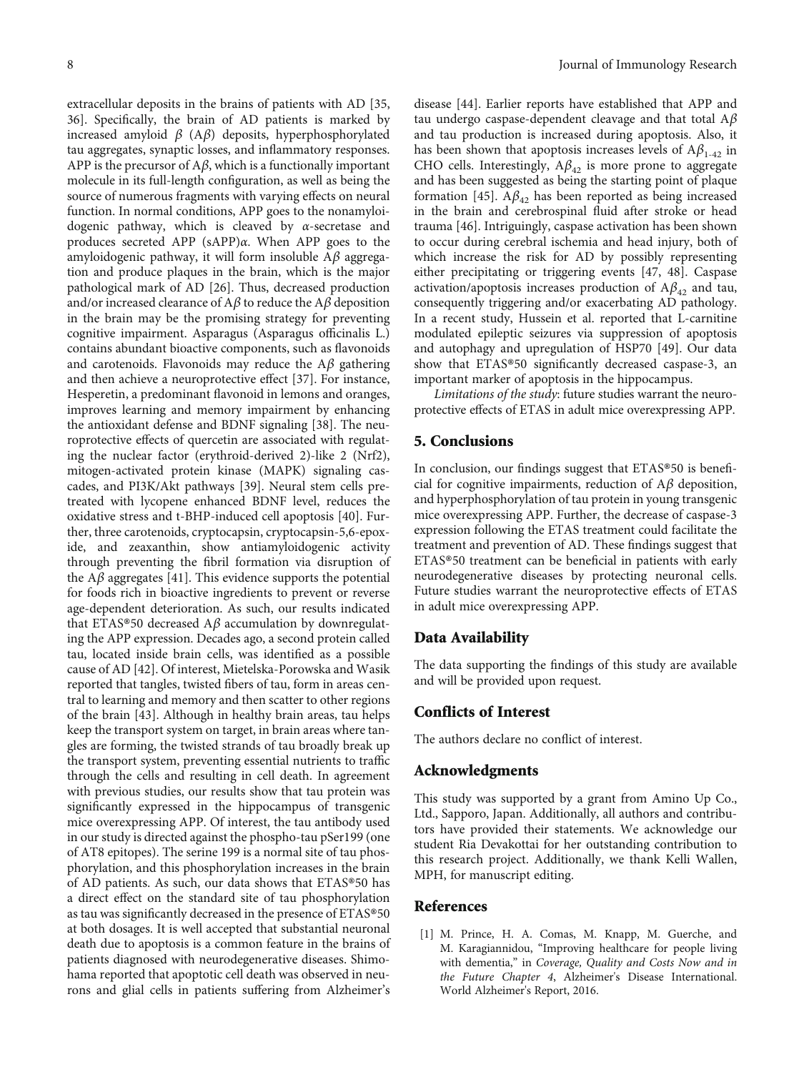extracellular deposits in the brains of patients with AD [35, 36]. Specifically, the brain of AD patients is marked by increased amyloid $\beta$ (A$\beta$) deposits, hyperphosphorylated tau aggregates, synaptic losses, and inflammatory responses. APP is the precursor of A$\beta$, which is a functionally important molecule in its full-length configuration, as well as being the source of numerous fragments with varying effects on neural function. In normal conditions, APP goes to the nonamyloidogenic pathway, which is cleaved by $\alpha$-secretase and produces secreted APP (sAPP)$\alpha$. When APP goes to the amyloidogenic pathway, it will form insoluble A$\beta$ aggregation and produce plaques in the brain, which is the major pathological mark of AD [26]. Thus, decreased production and/or increased clearance of A$\beta$ to reduce the A$\beta$ deposition in the brain may be the promising strategy for preventing cognitive impairment. Asparagus (Asparagus officinalis L.) contains abundant bioactive components, such as flavonoids and carotenoids. Flavonoids may reduce the A$\beta$ gathering and then achieve a neuroprotective effect [37]. For instance, Hesperetin, a predominant flavonoid in lemons and oranges, improves learning and memory impairment by enhancing the antioxidant defense and BDNF signaling [38]. The neuroprotective effects of quercetin are associated with regulating the nuclear factor (erythroid-derived 2)-like 2 (Nrf2), mitogen-activated protein kinase (MAPK) signaling cascades, and PI3K/Akt pathways [39]. Neural stem cells pretreated with lycopene enhanced BDNF level, reduces the oxidative stress and t-BHP-induced cell apoptosis [40]. Further, three carotenoids, cryptocapsin, cryptocapsin-5,6-epoxide, and zeaxanthin, show antiamyloidogenic activity through preventing the fibril formation via disruption of the A$\beta$ aggregates [41]. This evidence supports the potential for foods rich in bioactive ingredients to prevent or reverse age-dependent deterioration. As such, our results indicated that ETAS®50 decreased A$\beta$ accumulation by downregulating the APP expression. Decades ago, a second protein called tau, located inside brain cells, was identified as a possible cause of AD [42]. Of interest, Mietelska-Porowska and Wasik reported that tangles, twisted fibers of tau, form in areas central to learning and memory and then scatter to other regions of the brain [43]. Although in healthy brain areas, tau helps keep the transport system on target, in brain areas where tangles are forming, the twisted strands of tau broadly break up the transport system, preventing essential nutrients to traffic through the cells and resulting in cell death. In agreement with previous studies, our results show that tau protein was significantly expressed in the hippocampus of transgenic mice overexpressing APP. Of interest, the tau antibody used in our study is directed against the phospho-tau pSer199 (one of AT8 epitopes). The serine 199 is a normal site of tau phosphorylation, and this phosphorylation increases in the brain of AD patients. As such, our data shows that ETAS®50 has a direct effect on the standard site of tau phosphorylation as tau was significantly decreased in the presence of ETAS®50 at both dosages. It is well accepted that substantial neuronal death due to apoptosis is a common feature in the brains of patients diagnosed with neurodegenerative diseases. Shimohama reported that apoptotic cell death was observed in neurons and glial cells in patients suffering from Alzheimer's disease [44]. Earlier reports have established that APP and tau undergo caspase-dependent cleavage and that total A$\beta$ and tau production is increased during apoptosis. Also, it has been shown that apoptosis increases levels of A$\beta_{1\text{-}42}$ in CHO cells. Interestingly, A$\beta_{42}$ is more prone to aggregate and has been suggested as being the starting point of plaque formation [45]. A$\beta_{42}$ has been reported as being increased in the brain and cerebrospinal fluid after stroke or head trauma [46]. Intriguingly, caspase activation has been shown to occur during cerebral ischemia and head injury, both of which increase the risk for AD by possibly representing either precipitating or triggering events [47, 48]. Caspase activation/apoptosis increases production of A$\beta_{42}$ and tau, consequently triggering and/or exacerbating AD pathology. In a recent study, Hussein et al. reported that L-carnitine modulated epileptic seizures via suppression of apoptosis and autophagy and upregulation of HSP70 [49]. Our data show that ETAS®50 significantly decreased caspase-3, an important marker of apoptosis in the hippocampus.

*Limitations of the study*: future studies warrant the neuroprotective effects of ETAS in adult mice overexpressing APP.

## 5. Conclusions

In conclusion, our findings suggest that ETAS®50 is beneficial for cognitive impairments, reduction of A$\beta_{42}$ deposition, and hyperphosphorylation of tau protein in young transgenic mice overexpressing APP. Further, the decrease of caspase-3 expression following the ETAS treatment could facilitate the treatment and prevention of AD. These findings suggest that ETAS®50 treatment can be beneficial in patients with early neurodegenerative diseases by protecting neuronal cells. Future studies warrant the neuroprotective effects of ETAS in adult mice overexpressing APP.

## Data Availability

The data supporting the findings of this study are available and will be provided upon request.

## Conflicts of Interest

The authors declare no conflict of interest.

## Acknowledgments

This study was supported by a grant from Amino Up Co., Ltd., Sapporo, Japan. Additionally, all authors and contributors have provided their statements. We acknowledge our student Ria Devakottai for her outstanding contribution to this research project. Additionally, we thank Kelli Wallen, MPH, for manuscript editing.

## References

[1] M. Prince, H. A. Comas, M. Knapp, M. Guerche, and M. Karagiannidou, "Improving healthcare for people living with dementia," in *Coverage, Quality and Costs Now and in the Future Chapter 4*, Alzheimer's Disease International. World Alzheimer's Report, 2016.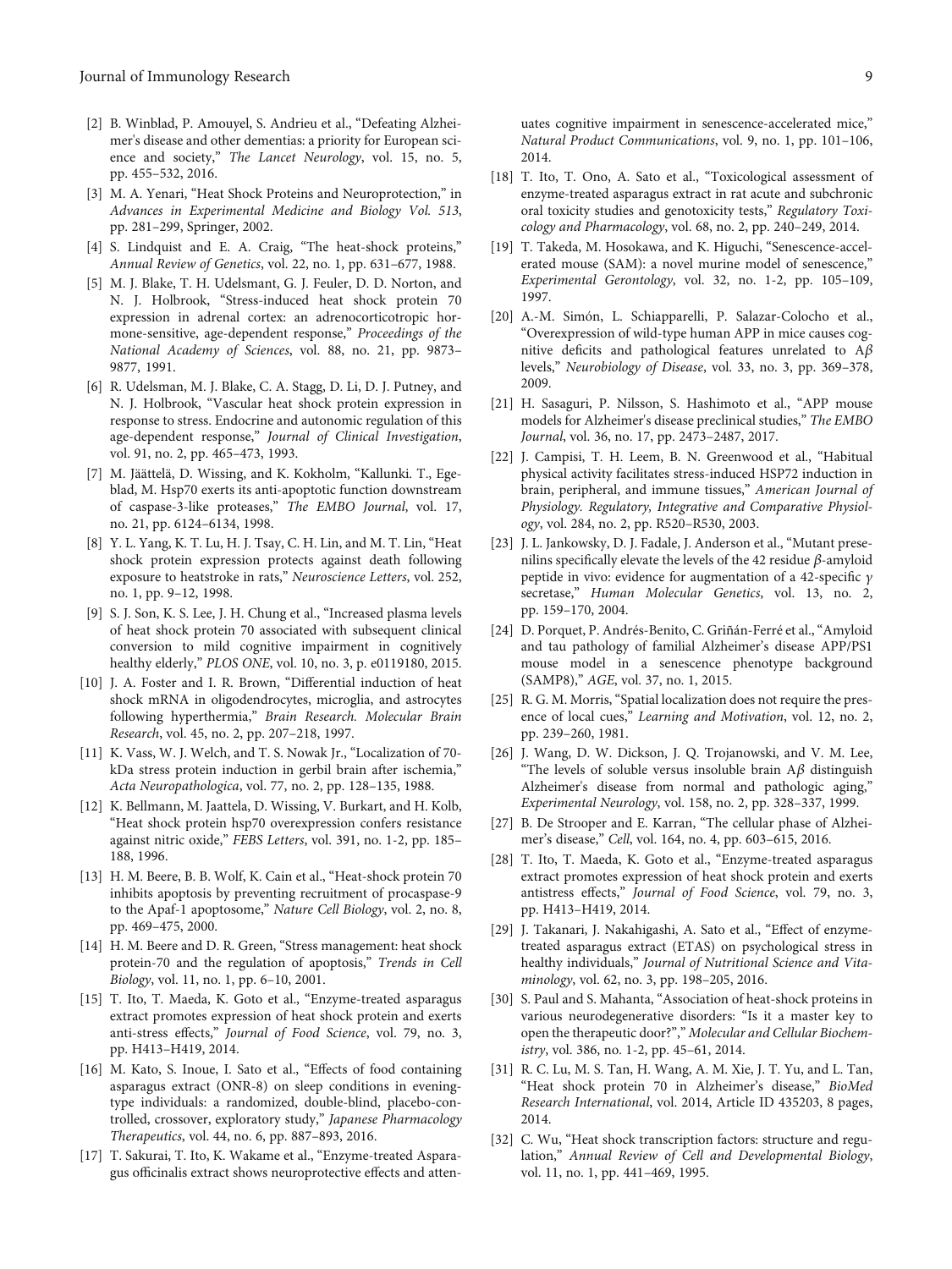[2] B. Winblad, P. Amouyel, S. Andrieu et al., "Defeating Alzheimer's disease and other dementias: a priority for European science and society," *The Lancet Neurology*, vol. 15, no. 5, pp. 455–532, 2016.

[3] M. A. Yenari, "Heat Shock Proteins and Neuroprotection," in *Advances in Experimental Medicine and Biology Vol. 513*, pp. 281–299, Springer, 2002.

[4] S. Lindquist and E. A. Craig, "The heat-shock proteins," *Annual Review of Genetics*, vol. 22, no. 1, pp. 631–677, 1988.

[5] M. J. Blake, T. H. Udelsmant, G. J. Feuler, D. D. Norton, and N. J. Holbrook, "Stress-induced heat shock protein 70 expression in adrenal cortex: an adrenocorticotropic hormone-sensitive, age-dependent response," *Proceedings of the National Academy of Sciences*, vol. 88, no. 21, pp. 9873–9877, 1991.

[6] R. Udelsman, M. J. Blake, C. A. Stagg, D. Li, D. J. Putney, and N. J. Holbrook, "Vascular heat shock protein expression in response to stress. Endocrine and autonomic regulation of this age-dependent response," *Journal of Clinical Investigation*, vol. 91, no. 2, pp. 465–473, 1993.

[7] M. Jäättelä, D. Wissing, and K. Kokholm, "Kallunki. T., Egeblad, M. Hsp70 exerts its anti-apoptotic function downstream of caspase-3-like proteases," *The EMBO Journal*, vol. 17, no. 21, pp. 6124–6134, 1998.

[8] Y. L. Yang, K. T. Lu, H. J. Tsay, C. H. Lin, and M. T. Lin, "Heat shock protein expression protects against death following exposure to heatstroke in rats," *Neuroscience Letters*, vol. 252, no. 1, pp. 9–12, 1998.

[9] S. J. Son, K. S. Lee, J. H. Chung et al., "Increased plasma levels of heat shock protein 70 associated with subsequent clinical conversion to mild cognitive impairment in cognitively healthy elderly," *PLOS ONE*, vol. 10, no. 3, p. e0119180, 2015.

[10] J. A. Foster and I. R. Brown, "Differential induction of heat shock mRNA in oligodendrocytes, microglia, and astrocytes following hyperthermia," *Brain Research. Molecular Brain Research*, vol. 45, no. 2, pp. 207–218, 1997.

[11] K. Vass, W. J. Welch, and T. S. Nowak Jr., "Localization of 70-kDa stress protein induction in gerbil brain after ischemia," *Acta Neuropathologica*, vol. 77, no. 2, pp. 128–135, 1988.

[12] K. Bellmann, M. Jaattela, D. Wissing, V. Burkart, and H. Kolb, "Heat shock protein hsp70 overexpression confers resistance against nitric oxide," *FEBS Letters*, vol. 391, no. 1-2, pp. 185–188, 1996.

[13] H. M. Beere, B. B. Wolf, K. Cain et al., "Heat-shock protein 70 inhibits apoptosis by preventing recruitment of procaspase-9 to the Apaf-1 apoptosome," *Nature Cell Biology*, vol. 2, no. 8, pp. 469–475, 2000.

[14] H. M. Beere and D. R. Green, "Stress management: heat shock protein-70 and the regulation of apoptosis," *Trends in Cell Biology*, vol. 11, no. 1, pp. 6–10, 2001.

[15] T. Ito, T. Maeda, K. Goto et al., "Enzyme-treated asparagus extract promotes expression of heat shock protein and exerts anti-stress effects," *Journal of Food Science*, vol. 79, no. 3, pp. H413–H419, 2014.

[16] M. Kato, S. Inoue, I. Sato et al., "Effects of food containing asparagus extract (ONR-8) on sleep conditions in evening-type individuals: a randomized, double-blind, placebo-controlled, crossover, exploratory study," *Japanese Pharmacology Therapeutics*, vol. 44, no. 6, pp. 887–893, 2016.

[17] T. Sakurai, T. Ito, K. Wakame et al., "Enzyme-treated Asparagus officinalis extract shows neuroprotective effects and attenuates cognitive impairment in senescence-accelerated mice," *Natural Product Communications*, vol. 9, no. 1, pp. 101–106, 2014.

[18] T. Ito, T. Ono, A. Sato et al., "Toxicological assessment of enzyme-treated asparagus extract in rat acute and subchronic oral toxicity studies and genotoxicity tests," *Regulatory Toxicology and Pharmacology*, vol. 68, no. 2, pp. 240–249, 2014.

[19] T. Takeda, M. Hosokawa, and K. Higuchi, "Senescence-accelerated mouse (SAM): a novel murine model of senescence," *Experimental Gerontology*, vol. 32, no. 1-2, pp. 105–109, 1997.

[20] A.-M. Simón, L. Schiapparelli, P. Salazar-Colocho et al., "Overexpression of wild-type human APP in mice causes cognitive deficits and pathological features unrelated to A$\beta$ levels," *Neurobiology of Disease*, vol. 33, no. 3, pp. 369–378, 2009.

[21] H. Sasaguri, P. Nilsson, S. Hashimoto et al., "APP mouse models for Alzheimer's disease preclinical studies," *The EMBO Journal*, vol. 36, no. 17, pp. 2473–2487, 2017.

[22] J. Campisi, T. H. Leem, B. N. Greenwood et al., "Habitual physical activity facilitates stress-induced HSP72 induction in brain, peripheral, and immune tissues," *American Journal of Physiology. Regulatory, Integrative and Comparative Physiology*, vol. 284, no. 2, pp. R520–R530, 2003.

[23] J. L. Jankowsky, D. J. Fadale, J. Anderson et al., "Mutant presenilins specifically elevate the levels of the 42 residue $\beta$-amyloid peptide in vivo: evidence for augmentation of a 42-specific $\gamma$ secretase," *Human Molecular Genetics*, vol. 13, no. 2, pp. 159–170, 2004.

[24] D. Porquet, P. Andrés-Benito, C. Griñán-Ferré et al., "Amyloid and tau pathology of familial Alzheimer's disease APP/PS1 mouse model in a senescence phenotype background (SAMP8)," *AGE*, vol. 37, no. 1, 2015.

[25] R. G. M. Morris, "Spatial localization does not require the presence of local cues," *Learning and Motivation*, vol. 12, no. 2, pp. 239–260, 1981.

[26] J. Wang, D. W. Dickson, J. Q. Trojanowski, and V. M. Lee, "The levels of soluble versus insoluble brain A$\beta$ distinguish Alzheimer's disease from normal and pathologic aging," *Experimental Neurology*, vol. 158, no. 2, pp. 328–337, 1999.

[27] B. De Strooper and E. Karran, "The cellular phase of Alzheimer's disease," *Cell*, vol. 164, no. 4, pp. 603–615, 2016.

[28] T. Ito, T. Maeda, K. Goto et al., "Enzyme-treated asparagus extract promotes expression of heat shock protein and exerts antistress effects," *Journal of Food Science*, vol. 79, no. 3, pp. H413–H419, 2014.

[29] J. Takanari, J. Nakahigashi, A. Sato et al., "Effect of enzyme-treated asparagus extract (ETAS) on psychological stress in healthy individuals," *Journal of Nutritional Science and Vitaminology*, vol. 62, no. 3, pp. 198–205, 2016.

[30] S. Paul and S. Mahanta, "Association of heat-shock proteins in various neurodegenerative disorders: "Is it a master key to open the therapeutic door?"," *Molecular and Cellular Biochemistry*, vol. 386, no. 1-2, pp. 45–61, 2014.

[31] R. C. Lu, M. S. Tan, H. Wang, A. M. Xie, J. T. Yu, and L. Tan, "Heat shock protein 70 in Alzheimer's disease," *BioMed Research International*, vol. 2014, Article ID 435203, 8 pages, 2014.

[32] C. Wu, "Heat shock transcription factors: structure and regulation," *Annual Review of Cell and Developmental Biology*, vol. 11, no. 1, pp. 441–469, 1995.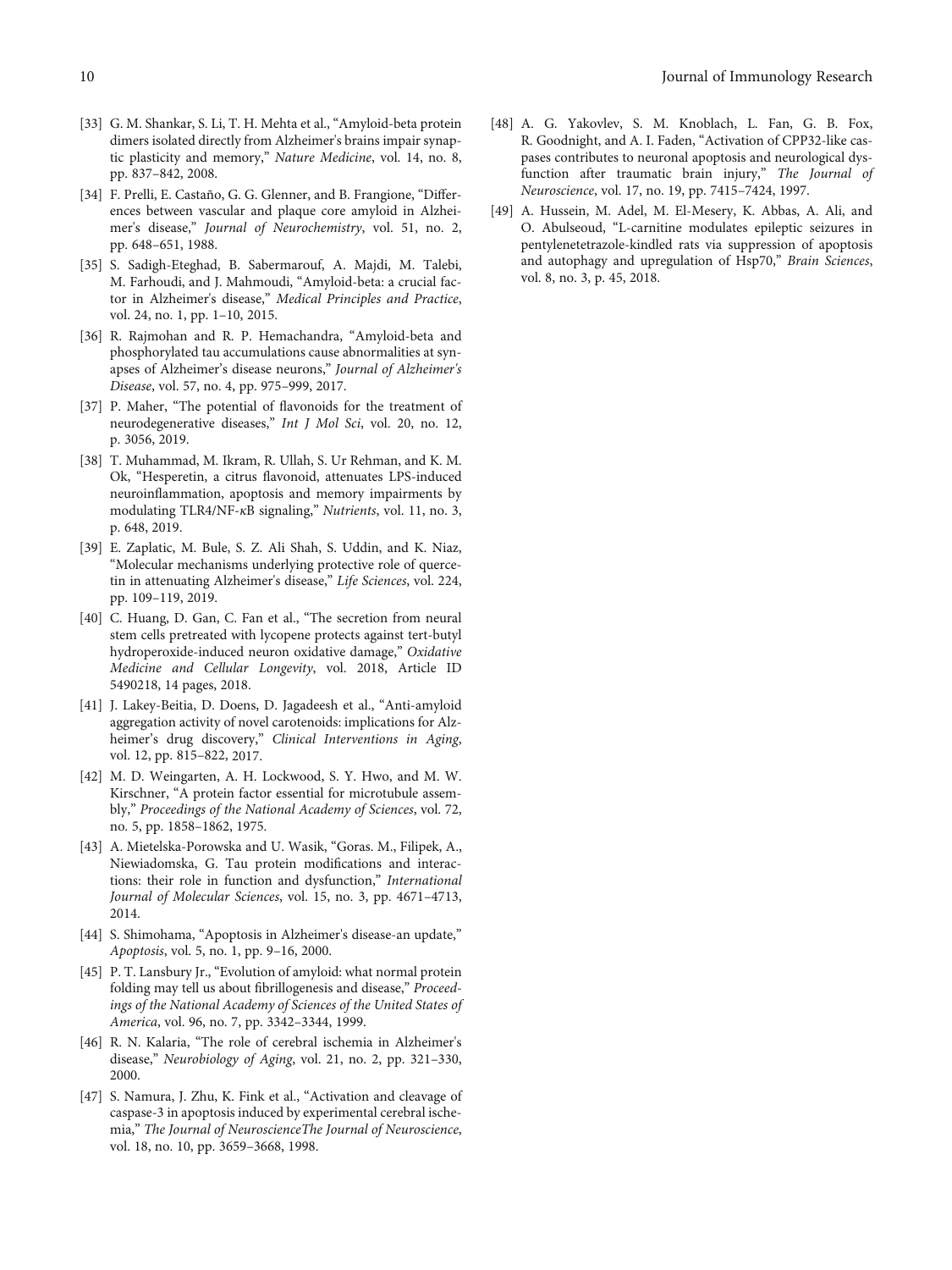[33] G. M. Shankar, S. Li, T. H. Mehta et al., "Amyloid-beta protein dimers isolated directly from Alzheimer's brains impair synaptic plasticity and memory," *Nature Medicine*, vol. 14, no. 8, pp. 837–842, 2008.

[34] F. Prelli, E. Castaño, G. G. Glenner, and B. Frangione, "Differences between vascular and plaque core amyloid in Alzheimer's disease," *Journal of Neurochemistry*, vol. 51, no. 2, pp. 648–651, 1988.

[35] S. Sadigh-Eteghad, B. Sabermarouf, A. Majdi, M. Talebi, M. Farhoudi, and J. Mahmoudi, "Amyloid-beta: a crucial factor in Alzheimer's disease," *Medical Principles and Practice*, vol. 24, no. 1, pp. 1–10, 2015.

[36] R. Rajmohan and R. P. Hemachandra, "Amyloid-beta and phosphorylated tau accumulations cause abnormalities at synapses of Alzheimer's disease neurons," *Journal of Alzheimer's Disease*, vol. 57, no. 4, pp. 975–999, 2017.

[37] P. Maher, "The potential of flavonoids for the treatment of neurodegenerative diseases," *Int J Mol Sci*, vol. 20, no. 12, p. 3056, 2019.

[38] T. Muhammad, M. Ikram, R. Ullah, S. Ur Rehman, and K. M. Ok, "Hesperetin, a citrus flavonoid, attenuates LPS-induced neuroinflammation, apoptosis and memory impairments by modulating TLR4/NF-κB signaling," *Nutrients*, vol. 11, no. 3, p. 648, 2019.

[39] E. Zaplatic, M. Bule, S. Z. Ali Shah, S. Uddin, and K. Niaz, "Molecular mechanisms underlying protective role of quercetin in attenuating Alzheimer's disease," *Life Sciences*, vol. 224, pp. 109–119, 2019.

[40] C. Huang, D. Gan, C. Fan et al., "The secretion from neural stem cells pretreated with lycopene protects against tert-butyl hydroperoxide-induced neuron oxidative damage," *Oxidative Medicine and Cellular Longevity*, vol. 2018, Article ID 5490218, 14 pages, 2018.

[41] J. Lakey-Beitia, D. Doens, D. Jagadeesh et al., "Anti-amyloid aggregation activity of novel carotenoids: implications for Alzheimer's drug discovery," *Clinical Interventions in Aging*, vol. 12, pp. 815–822, 2017.

[42] M. D. Weingarten, A. H. Lockwood, S. Y. Hwo, and M. W. Kirschner, "A protein factor essential for microtubule assembly," *Proceedings of the National Academy of Sciences*, vol. 72, no. 5, pp. 1858–1862, 1975.

[43] A. Mietelska-Porowska and U. Wasik, "Goras. M., Filipek, A., Niewiadomska, G. Tau protein modifications and interactions: their role in function and dysfunction," *International Journal of Molecular Sciences*, vol. 15, no. 3, pp. 4671–4713, 2014.

[44] S. Shimohama, "Apoptosis in Alzheimer's disease-an update," *Apoptosis*, vol. 5, no. 1, pp. 9–16, 2000.

[45] P. T. Lansbury Jr., "Evolution of amyloid: what normal protein folding may tell us about fibrillogenesis and disease," *Proceedings of the National Academy of Sciences of the United States of America*, vol. 96, no. 7, pp. 3342–3344, 1999.

[46] R. N. Kalaria, "The role of cerebral ischemia in Alzheimer's disease," *Neurobiology of Aging*, vol. 21, no. 2, pp. 321–330, 2000.

[47] S. Namura, J. Zhu, K. Fink et al., "Activation and cleavage of caspase-3 in apoptosis induced by experimental cerebral ischemia," *The Journal of NeuroscienceThe Journal of Neuroscience*, vol. 18, no. 10, pp. 3659–3668, 1998.

[48] A. G. Yakovlev, S. M. Knoblach, L. Fan, G. B. Fox, R. Goodnight, and A. I. Faden, "Activation of CPP32-like caspases contributes to neuronal apoptosis and neurological dysfunction after traumatic brain injury," *The Journal of Neuroscience*, vol. 17, no. 19, pp. 7415–7424, 1997.

[49] A. Hussein, M. Adel, M. El-Mesery, K. Abbas, A. Ali, and O. Abulseoud, "L-carnitine modulates epileptic seizures in pentylenetetrazole-kindled rats via suppression of apoptosis and autophagy and upregulation of Hsp70," *Brain Sciences*, vol. 8, no. 3, p. 45, 2018.